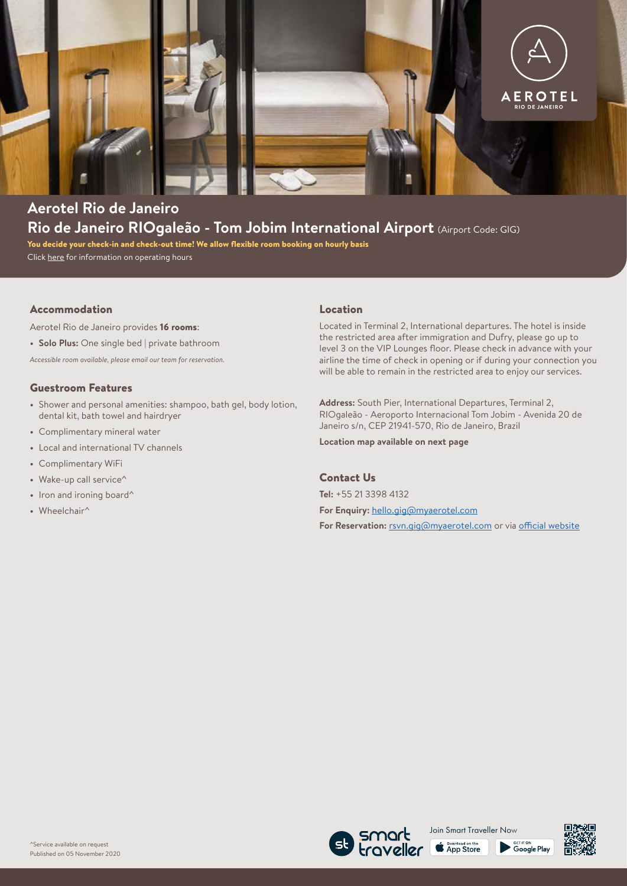# Aerotel Rio de Janeiro

## Rio de Janeiro RIOgaleão - Tom Jobim International Airport (Airport Code: GIG)

**You decide your check-in and check-out time! We allow flexible room booking on hourly basis**

Click here for information on operating hours

### Accommodation

Aerotel Rio de Janeiro provides **16 rooms**:

- **Solo Plus:** One single bed | private bathroom

*Accessible room available, please email our team for reservation.*

### Guestroom Features

- Shower and personal amenities: shampoo, bath gel, body lotion, dental kit, bath towel and hairdryer
- Complimentary mineral water
- Local and international TV channels
- Complimentary WiFi
- Wake-up call service^
- Iron and ironing board^
- Wheelchair^

### Location

Located in Terminal 2, International departures. The hotel is inside the restricted area after immigration and Dufry, please go up to level 3 on the VIP Lounges floor. Please check in advance with your airline the time of check in opening or if during your connection you will be able to remain in the restricted area to enjoy our services.

**Address:** South Pier, International Departures, Terminal 2, RIOgaleão - Aeroporto Internacional Tom Jobim - Avenida 20 de Janeiro s/n, CEP 21941-570, Rio de Janeiro, Brazil

**Location map available on next page**

### Contact Us

**Tel:** +55 21 3398 4132

**For Enquiry:** hello.gig@myaerotel.com

**For Reservation:** rsvn.gig@myaerotel.com or via official website

^Service available on request

Published on 05 November 2020

Join Smart Traveller Now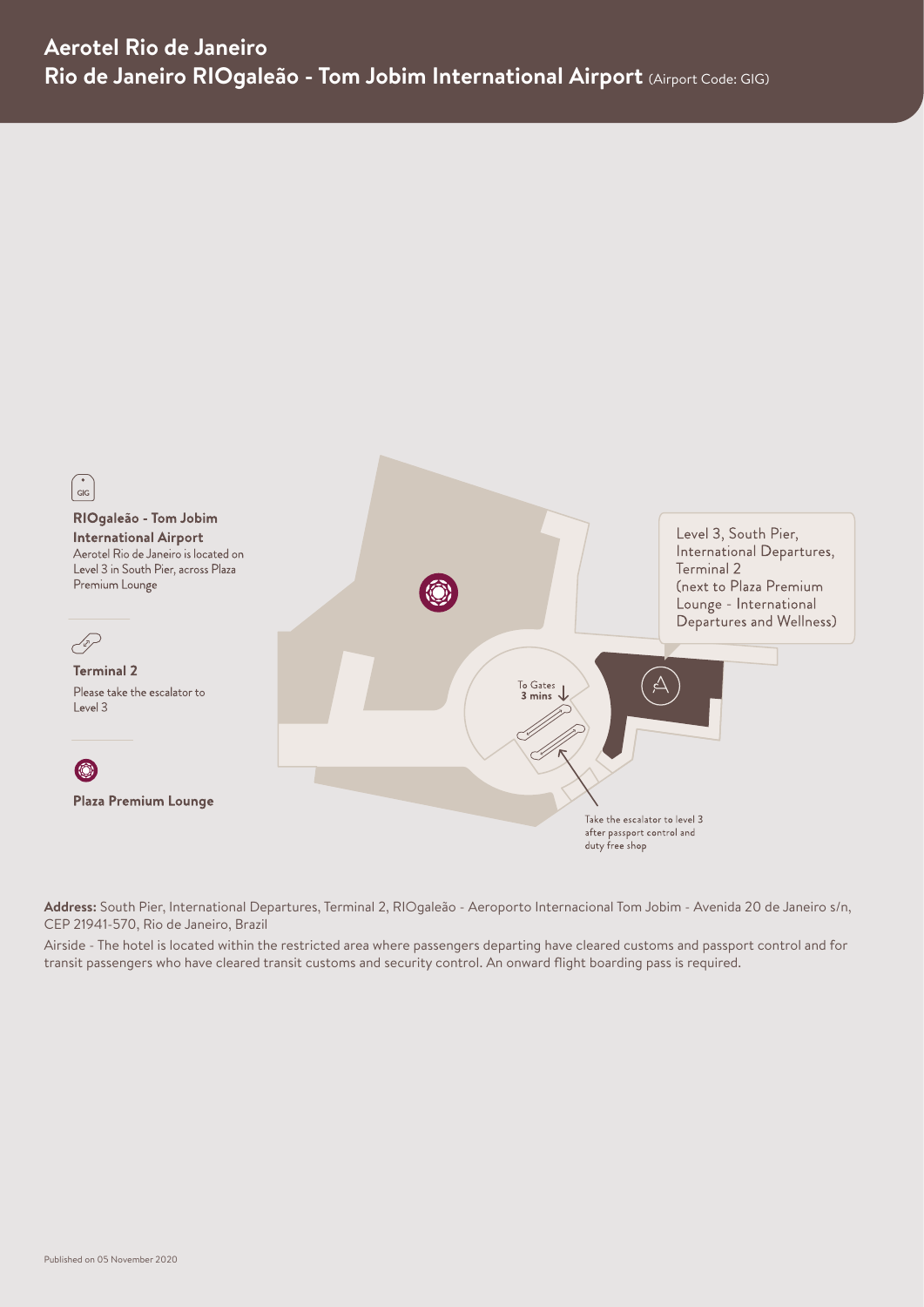# Aerotel Rio de Janeiro

## Rio de Janeiro RIOgaleão - Tom Jobim International Airport (Airport Code: GIG)

GIG

**RIOgaleão - Tom Jobim International Airport**

Aerotel Rio de Janeiro is located on Level 3 in South Pier, across Plaza Premium Lounge

**Terminal 2**

Please take the escalator to Level 3

**Plaza Premium Lounge**

Level 3, South Pier, International Departures, Terminal 2 (next to Plaza Premium Lounge - International Departures and Wellness)

To Gates
**3 mins**

Take the escalator to level 3 after passport control and duty free shop

**Address:** South Pier, International Departures, Terminal 2, RIOgaleão - Aeroporto Internacional Tom Jobim - Avenida 20 de Janeiro s/n, CEP 21941-570, Rio de Janeiro, Brazil

Airside - The hotel is located within the restricted area where passengers departing have cleared customs and passport control and for transit passengers who have cleared transit customs and security control. An onward flight boarding pass is required.

Published on 05 November 2020